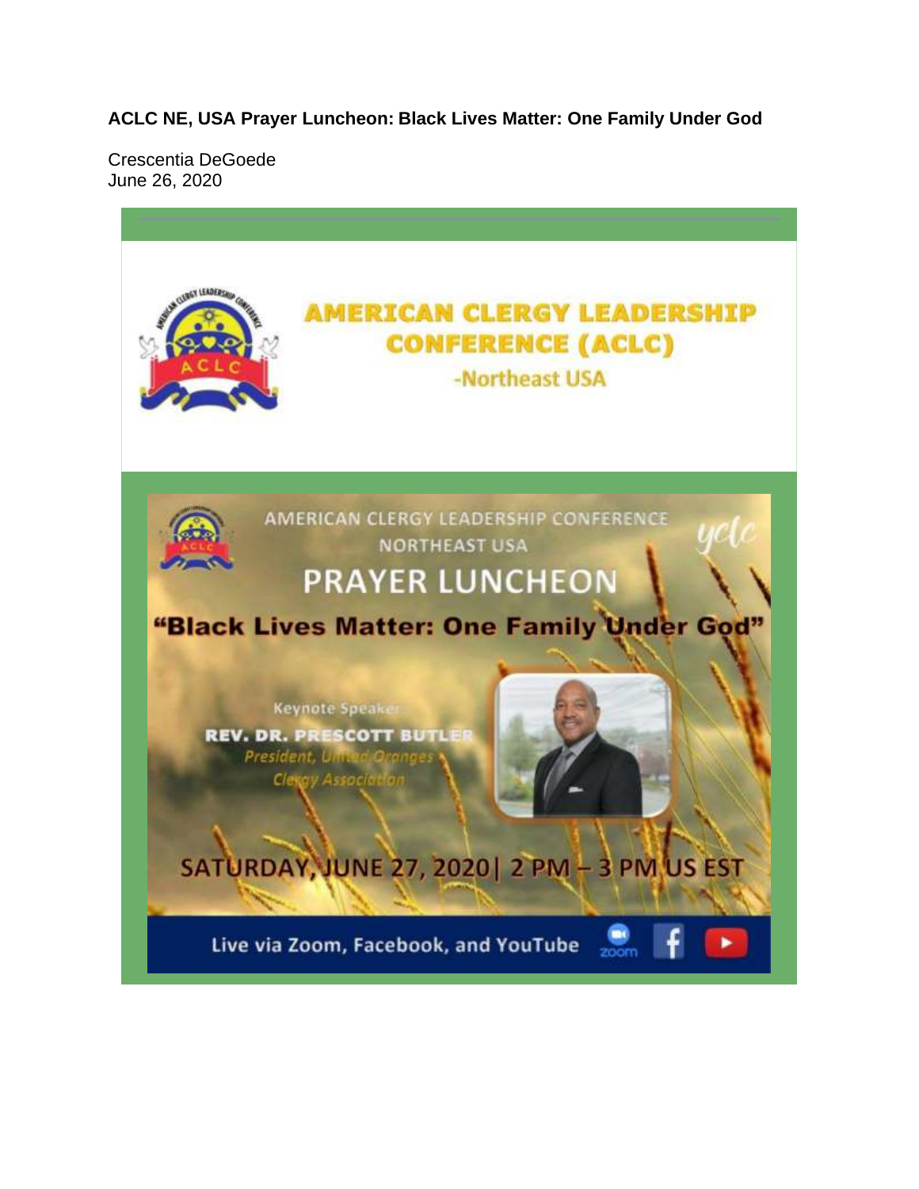**ACLC NE, USA Prayer Luncheon: Black Lives Matter: One Family Under God**

Crescentia DeGoede
June 26, 2020

AMERICAN CLERGY LEADERSHIP CONFERENCE (ACLC)
-Northeast USA

AMERICAN CLERGY LEADERSHIP CONFERENCE
NORTHEAST USA
PRAYER LUNCHEON
"Black Lives Matter: One Family Under God"

Keynote Speaker
REV. DR. PRESCOTT BUTLER
President, United Oranges Clergy Association

SATURDAY, JUNE 27, 2020| 2 PM – 3 PM US EST

Live via Zoom, Facebook, and YouTube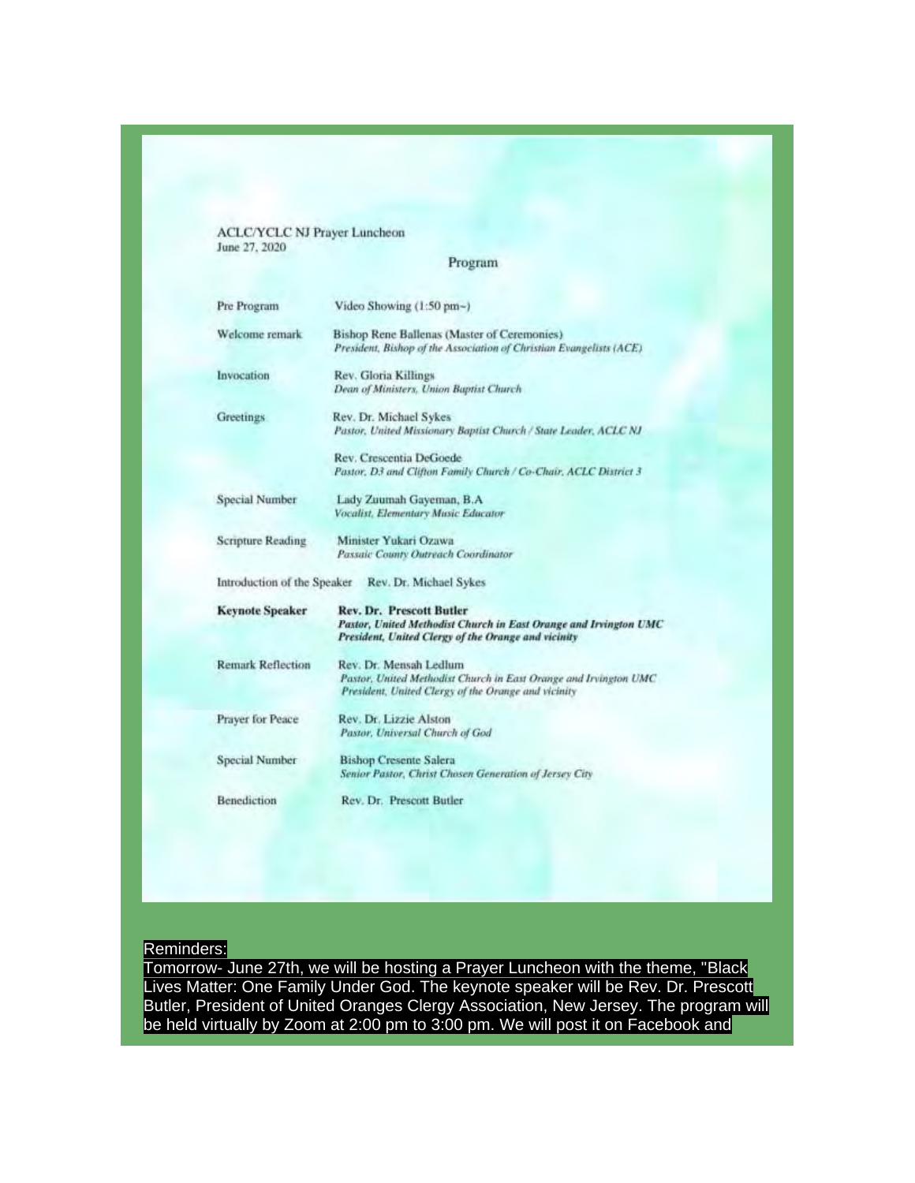ACLC/YCLC NJ Prayer Luncheon
June 27, 2020

Program

| | |
|---|---|
| Pre Program | Video Showing (1:50 pm~) |
| Welcome remark | Bishop Rene Ballenas (Master of Ceremonies)<br>*President, Bishop of the Association of Christian Evangelists (ACE)* |
| Invocation | Rev. Gloria Killings<br>*Dean of Ministers, Union Baptist Church* |
| Greetings | Rev. Dr. Michael Sykes<br>*Pastor, United Missionary Baptist Church / State Leader, ACLC NJ* |
| | Rev. Crescentia DeGoede<br>*Pastor, D3 and Clifton Family Church / Co-Chair, ACLC District 3* |
| Special Number | Lady Zuumah Gayeman, B.A<br>*Vocalist, Elementary Music Educator* |
| Scripture Reading | Minister Yukari Ozawa<br>*Passaic County Outreach Coordinator* |
| Introduction of the Speaker | Rev. Dr. Michael Sykes |
| **Keynote Speaker** | **Rev. Dr. Prescott Butler**<br>***Pastor, United Methodist Church in East Orange and Irvington UMC***<br>***President, United Clergy of the Orange and vicinity*** |
| Remark Reflection | Rev. Dr. Mensah Ledlum<br>*Pastor, United Methodist Church in East Orange and Irvington UMC*<br>*President, United Clergy of the Orange and vicinity* |
| Prayer for Peace | Rev. Dr. Lizzie Alston<br>*Pastor, Universal Church of God* |
| Special Number | Bishop Cresente Salera<br>*Senior Pastor, Christ Chosen Generation of Jersey City* |
| Benediction | Rev. Dr. Prescott Butler |

Reminders:

Tomorrow- June 27th, we will be hosting a Prayer Luncheon with the theme, "Black Lives Matter: One Family Under God. The keynote speaker will be Rev. Dr. Prescott Butler, President of United Oranges Clergy Association, New Jersey. The program will be held virtually by Zoom at 2:00 pm to 3:00 pm. We will post it on Facebook and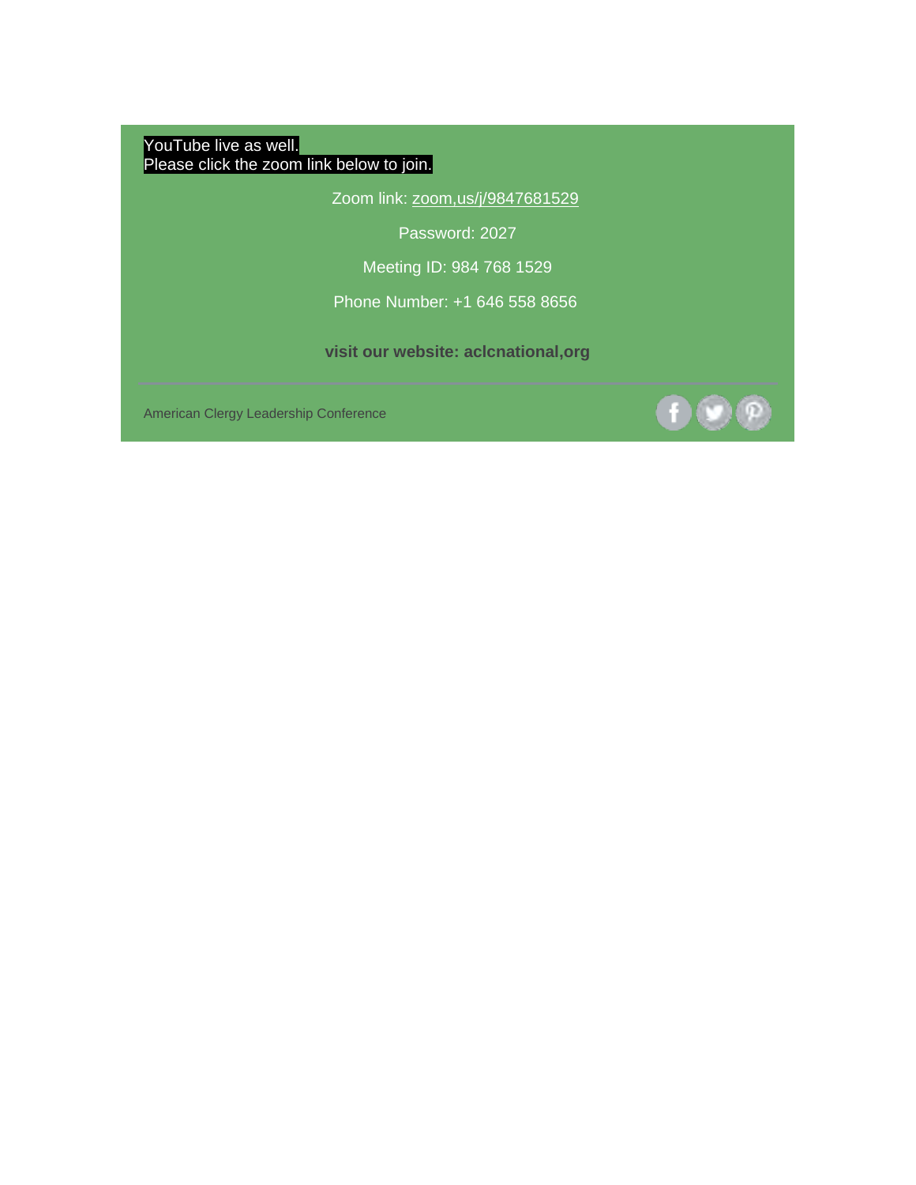YouTube live as well.
Please click the zoom link below to join.

Zoom link: zoom,us/j/9847681529

Password: 2027

Meeting ID: 984 768 1529

Phone Number: +1 646 558 8656

**visit our website: aclcnational,org**

---

American Clergy Leadership Conference